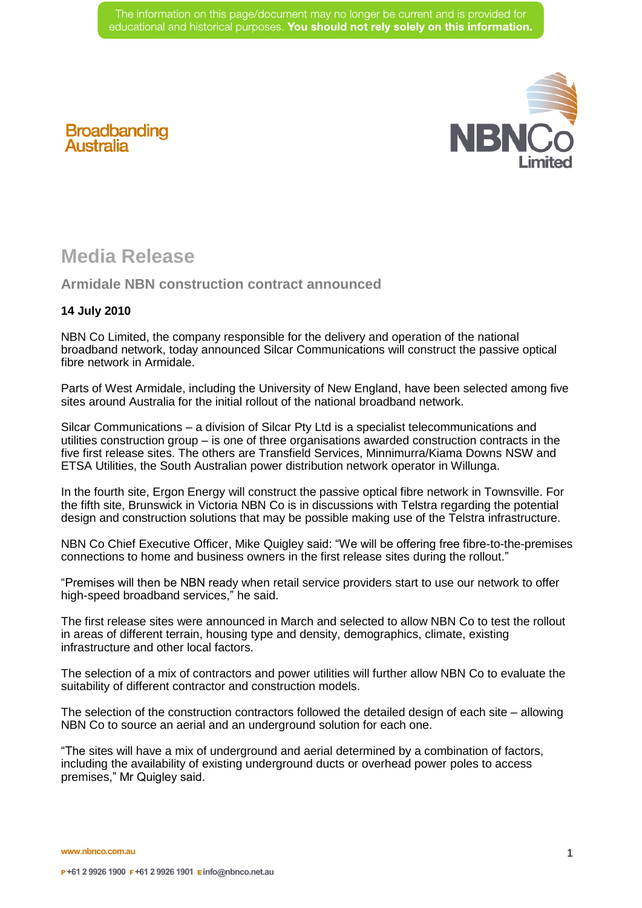The information on this page/document may no longer be current and is provided for educational and historical purposes. **You should not rely solely on this information.**

Broadbanding Australia

NBNCo Limited

# Media Release

## Armidale NBN construction contract announced

**14 July 2010**

NBN Co Limited, the company responsible for the delivery and operation of the national broadband network, today announced Silcar Communications will construct the passive optical fibre network in Armidale.

Parts of West Armidale, including the University of New England, have been selected among five sites around Australia for the initial rollout of the national broadband network.

Silcar Communications – a division of Silcar Pty Ltd is a specialist telecommunications and utilities construction group – is one of three organisations awarded construction contracts in the five first release sites. The others are Transfield Services, Minnimurra/Kiama Downs NSW and ETSA Utilities, the South Australian power distribution network operator in Willunga.

In the fourth site, Ergon Energy will construct the passive optical fibre network in Townsville. For the fifth site, Brunswick in Victoria NBN Co is in discussions with Telstra regarding the potential design and construction solutions that may be possible making use of the Telstra infrastructure.

NBN Co Chief Executive Officer, Mike Quigley said: "We will be offering free fibre-to-the-premises connections to home and business owners in the first release sites during the rollout."

"Premises will then be NBN ready when retail service providers start to use our network to offer high-speed broadband services," he said.

The first release sites were announced in March and selected to allow NBN Co to test the rollout in areas of different terrain, housing type and density, demographics, climate, existing infrastructure and other local factors.

The selection of a mix of contractors and power utilities will further allow NBN Co to evaluate the suitability of different contractor and construction models.

The selection of the construction contractors followed the detailed design of each site – allowing NBN Co to source an aerial and an underground solution for each one.

"The sites will have a mix of underground and aerial determined by a combination of factors, including the availability of existing underground ducts or overhead power poles to access premises," Mr Quigley said.

www.nbnco.com.au

P +61 2 9926 1900 F +61 2 9926 1901 E info@nbnco.net.au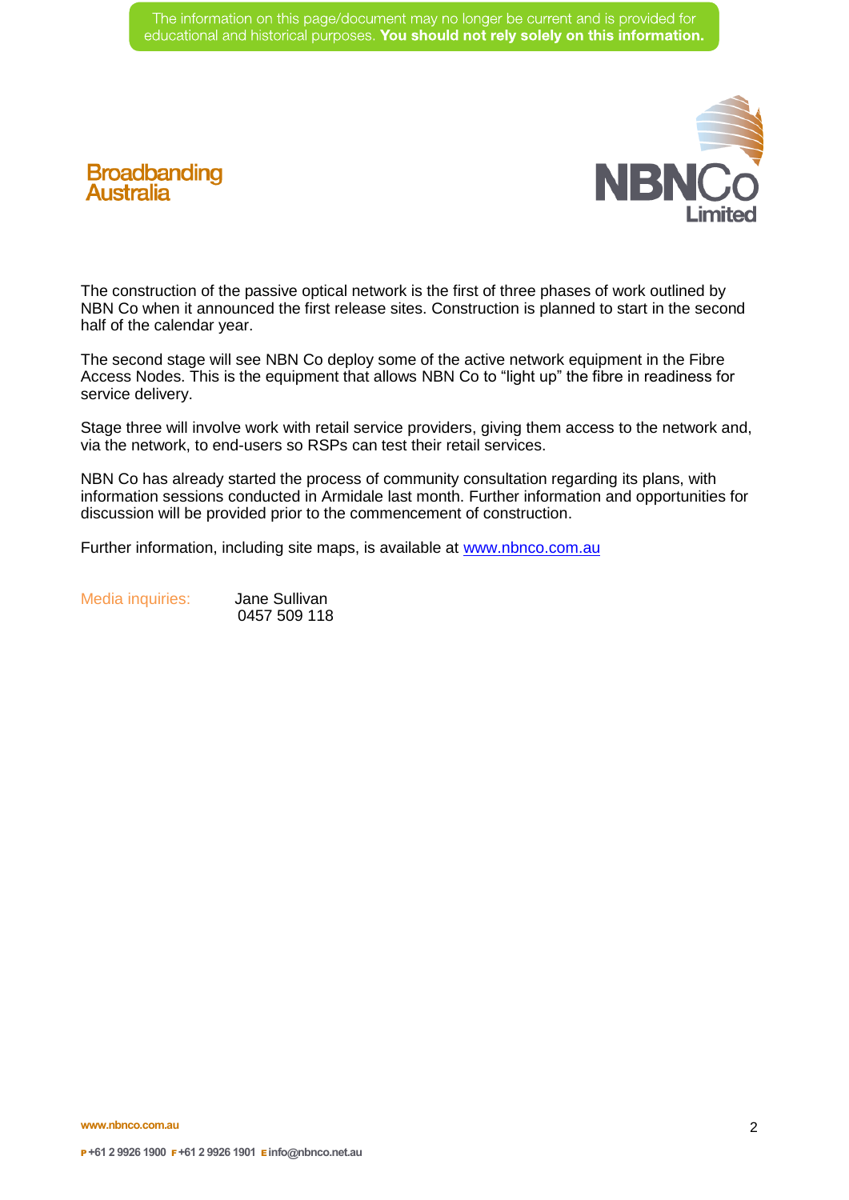The information on this page/document may no longer be current and is provided for educational and historical purposes. **You should not rely solely on this information.**

Broadbanding Australia

NBNCo Limited

The construction of the passive optical network is the first of three phases of work outlined by NBN Co when it announced the first release sites. Construction is planned to start in the second half of the calendar year.

The second stage will see NBN Co deploy some of the active network equipment in the Fibre Access Nodes. This is the equipment that allows NBN Co to “light up” the fibre in readiness for service delivery.

Stage three will involve work with retail service providers, giving them access to the network and, via the network, to end-users so RSPs can test their retail services.

NBN Co has already started the process of community consultation regarding its plans, with information sessions conducted in Armidale last month. Further information and opportunities for discussion will be provided prior to the commencement of construction.

Further information, including site maps, is available at www.nbnco.com.au

Media inquiries: Jane Sullivan
0457 509 118

www.nbnco.com.au

P +61 2 9926 1900 F +61 2 9926 1901 E info@nbnco.net.au